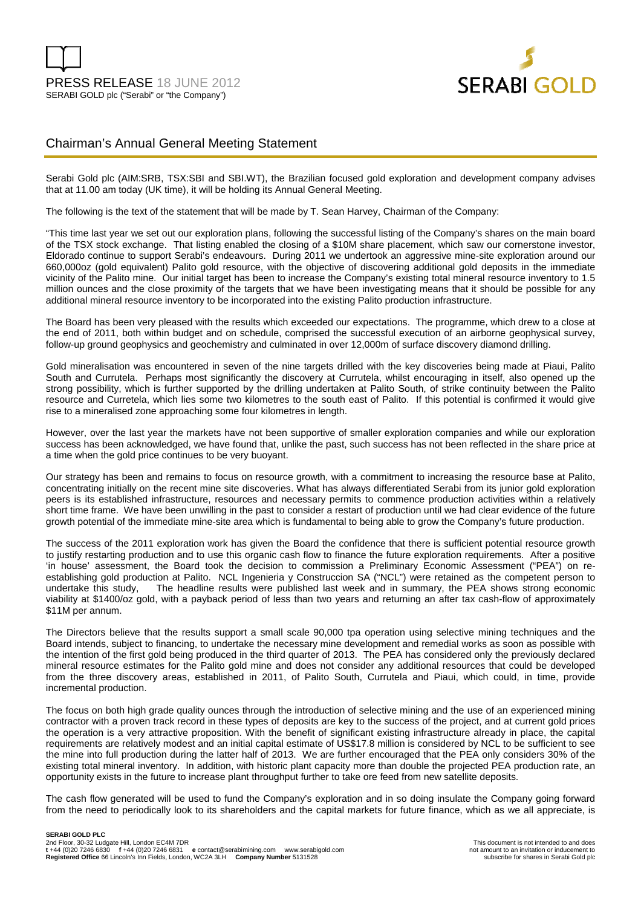PRESS RELEASE 18 JUNE 2012

SERABI GOLD plc ("Serabi" or "the Company")

# Chairman's Annual General Meeting Statement

Serabi Gold plc (AIM:SRB, TSX:SBI and SBI.WT), the Brazilian focused gold exploration and development company advises that at 11.00 am today (UK time), it will be holding its Annual General Meeting.

The following is the text of the statement that will be made by T. Sean Harvey, Chairman of the Company:

"This time last year we set out our exploration plans, following the successful listing of the Company's shares on the main board of the TSX stock exchange. That listing enabled the closing of a $10M share placement, which saw our cornerstone investor, Eldorado continue to support Serabi's endeavours. During 2011 we undertook an aggressive mine-site exploration around our 660,000oz (gold equivalent) Palito gold resource, with the objective of discovering additional gold deposits in the immediate vicinity of the Palito mine. Our initial target has been to increase the Company's existing total mineral resource inventory to 1.5 million ounces and the close proximity of the targets that we have been investigating means that it should be possible for any additional mineral resource inventory to be incorporated into the existing Palito production infrastructure.

The Board has been very pleased with the results which exceeded our expectations. The programme, which drew to a close at the end of 2011, both within budget and on schedule, comprised the successful execution of an airborne geophysical survey, follow-up ground geophysics and geochemistry and culminated in over 12,000m of surface discovery diamond drilling.

Gold mineralisation was encountered in seven of the nine targets drilled with the key discoveries being made at Piaui, Palito South and Currutela. Perhaps most significantly the discovery at Currutela, whilst encouraging in itself, also opened up the strong possibility, which is further supported by the drilling undertaken at Palito South, of strike continuity between the Palito resource and Curretela, which lies some two kilometres to the south east of Palito. If this potential is confirmed it would give rise to a mineralised zone approaching some four kilometres in length.

However, over the last year the markets have not been supportive of smaller exploration companies and while our exploration success has been acknowledged, we have found that, unlike the past, such success has not been reflected in the share price at a time when the gold price continues to be very buoyant.

Our strategy has been and remains to focus on resource growth, with a commitment to increasing the resource base at Palito, concentrating initially on the recent mine site discoveries. What has always differentiated Serabi from its junior gold exploration peers is its established infrastructure, resources and necessary permits to commence production activities within a relatively short time frame. We have been unwilling in the past to consider a restart of production until we had clear evidence of the future growth potential of the immediate mine-site area which is fundamental to being able to grow the Company's future production.

The success of the 2011 exploration work has given the Board the confidence that there is sufficient potential resource growth to justify restarting production and to use this organic cash flow to finance the future exploration requirements. After a positive 'in house' assessment, the Board took the decision to commission a Preliminary Economic Assessment ("PEA") on re-establishing gold production at Palito. NCL Ingenieria y Construccion SA ("NCL") were retained as the competent person to undertake this study, The headline results were published last week and in summary, the PEA shows strong economic viability at $1400/oz gold, with a payback period of less than two years and returning an after tax cash-flow of approximately $11M per annum.

The Directors believe that the results support a small scale 90,000 tpa operation using selective mining techniques and the Board intends, subject to financing, to undertake the necessary mine development and remedial works as soon as possible with the intention of the first gold being produced in the third quarter of 2013. The PEA has considered only the previously declared mineral resource estimates for the Palito gold mine and does not consider any additional resources that could be developed from the three discovery areas, established in 2011, of Palito South, Currutela and Piaui, which could, in time, provide incremental production.

The focus on both high grade quality ounces through the introduction of selective mining and the use of an experienced mining contractor with a proven track record in these types of deposits are key to the success of the project, and at current gold prices the operation is a very attractive proposition. With the benefit of significant existing infrastructure already in place, the capital requirements are relatively modest and an initial capital estimate of US$17.8 million is considered by NCL to be sufficient to see the mine into full production during the latter half of 2013. We are further encouraged that the PEA only considers 30% of the existing total mineral inventory. In addition, with historic plant capacity more than double the projected PEA production rate, an opportunity exists in the future to increase plant throughput further to take ore feed from new satellite deposits.

The cash flow generated will be used to fund the Company's exploration and in so doing insulate the Company going forward from the need to periodically look to its shareholders and the capital markets for future finance, which as we all appreciate, is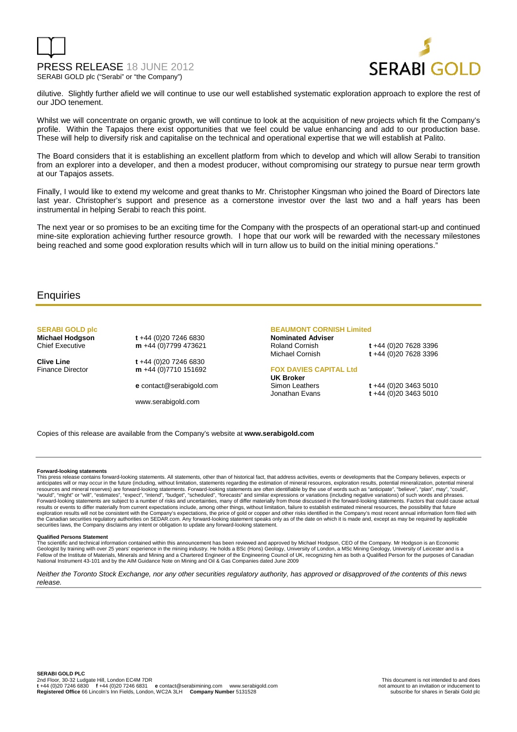dilutive. Slightly further afield we will continue to use our well established systematic exploration approach to explore the rest of our JDO tenement.

Whilst we will concentrate on organic growth, we will continue to look at the acquisition of new projects which fit the Company's profile. Within the Tapajos there exist opportunities that we feel could be value enhancing and add to our production base. These will help to diversify risk and capitalise on the technical and operational expertise that we will establish at Palito.

The Board considers that it is establishing an excellent platform from which to develop and which will allow Serabi to transition from an explorer into a developer, and then a modest producer, without compromising our strategy to pursue near term growth at our Tapajos assets.

Finally, I would like to extend my welcome and great thanks to Mr. Christopher Kingsman who joined the Board of Directors late last year. Christopher's support and presence as a cornerstone investor over the last two and a half years has been instrumental in helping Serabi to reach this point.

The next year or so promises to be an exciting time for the Company with the prospects of an operational start-up and continued mine-site exploration achieving further resource growth. I hope that our work will be rewarded with the necessary milestones being reached and some good exploration results which will in turn allow us to build on the initial mining operations."

## Enquiries

**SERABI GOLD plc**

**Michael Hodgson** – Chief Executive
**t** +44 (0)20 7246 6830
**m** +44 (0)7799 473621

**Clive Line** – Finance Director
**t** +44 (0)20 7246 6830
**m** +44 (0)7710 151692

**e** contact@serabigold.com

www.serabigold.com

**BEAUMONT CORNISH Limited**

**Nominated Adviser**
Roland Cornish **t** +44 (0)20 7628 3396
Michael Cornish **t** +44 (0)20 7628 3396

**FOX DAVIES CAPITAL Ltd**

**UK Broker**
Simon Leathers **t** +44 (0)20 3463 5010
Jonathan Evans **t** +44 (0)20 3463 5010

Copies of this release are available from the Company's website at **www.serabigold.com**

**Forward-looking statements**

This press release contains forward-looking statements. All statements, other than of historical fact, that address activities, events or developments that the Company believes, expects or anticipates will or may occur in the future (including, without limitation, statements regarding the estimation of mineral resources, exploration results, potential mineralization, potential mineral resources and mineral reserves) are forward-looking statements. Forward-looking statements are often identifiable by the use of words such as "anticipate", "believe", "plan", may", "could", "would", "might" or "will", "estimates", "expect", "intend", "budget", "scheduled", "forecasts" and similar expressions or variations (including negative variations) of such words and phrases. Forward-looking statements are subject to a number of risks and uncertainties, many of differ materially from those discussed in the forward-looking statements. Factors that could cause actual results or events to differ materially from current expectations include, among other things, without limitation, failure to establish estimated mineral resources, the possibility that future exploration results will not be consistent with the Company's expectations, the price of gold or copper and other risks identified in the Company's most recent annual information form filed with the Canadian securities regulatory authorities on SEDAR.com. Any forward-looking statement speaks only as of the date on which it is made and, except as may be required by applicable securities laws, the Company disclaims any intent or obligation to update any forward-looking statement.

**Qualified Persons Statement**

The scientific and technical information contained within this announcement has been reviewed and approved by Michael Hodgson, CEO of the Company. Mr Hodgson is an Economic Geologist by training with over 25 years' experience in the mining industry. He holds a BSc (Hons) Geology, University of London, a MSc Mining Geology, University of Leicester and is a Fellow of the Institute of Materials, Minerals and Mining and a Chartered Engineer of the Engineering Council of UK, recognizing him as both a Qualified Person for the purposes of Canadian National Instrument 43-101 and by the AIM Guidance Note on Mining and Oil & Gas Companies dated June 2009

*Neither the Toronto Stock Exchange, nor any other securities regulatory authority, has approved or disapproved of the contents of this news release.*